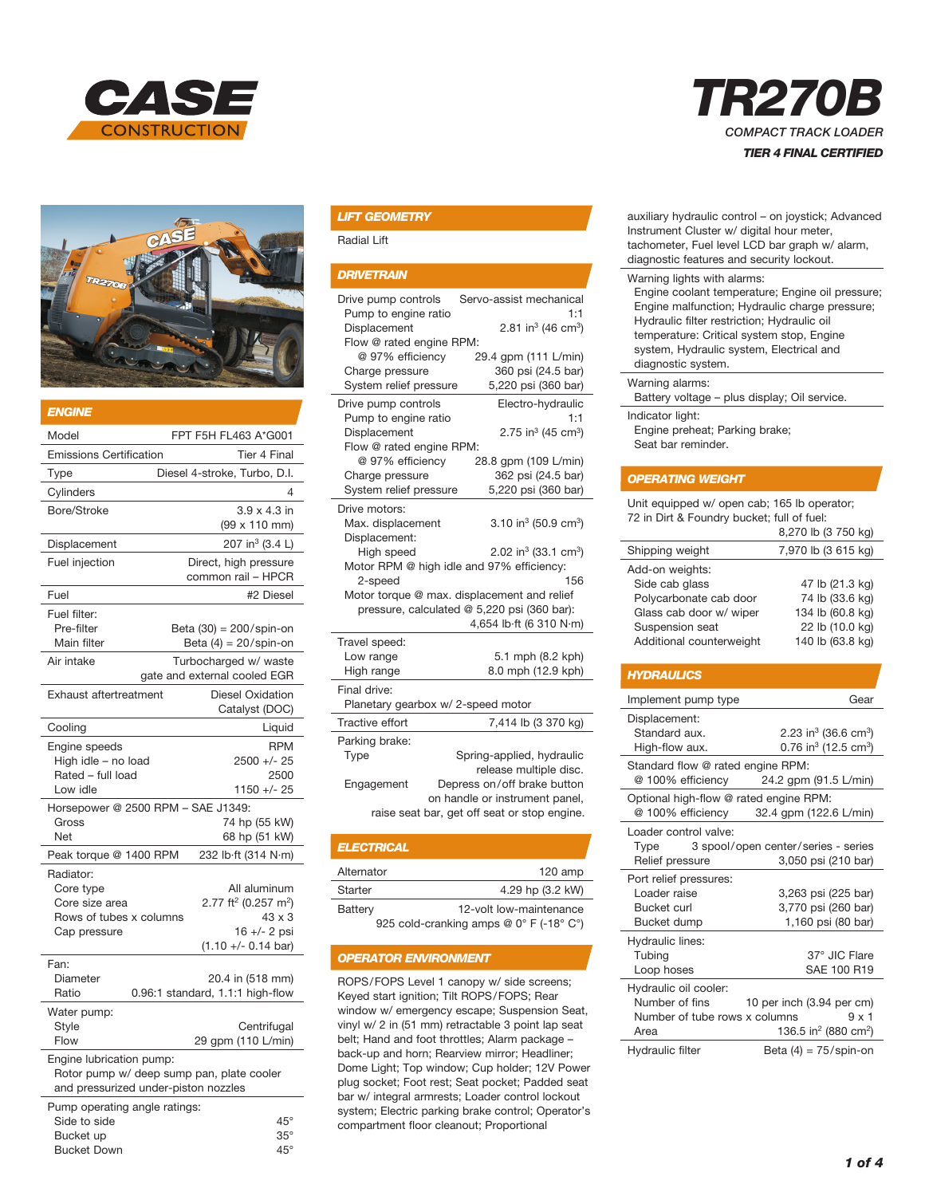# CASE CONSTRUCTION

# TR270B

*COMPACT TRACK LOADER*

***TIER 4 FINAL CERTIFIED***

## ENGINE

| | |
|---|---|
| Model | FPT F5H FL463 A*G001 |
| Emissions Certification | Tier 4 Final |
| Type | Diesel 4-stroke, Turbo, D.I. |
| Cylinders | 4 |
| Bore/Stroke | 3.9 x 4.3 in (99 x 110 mm) |
| Displacement | 207 in$^3$ (3.4 L) |
| Fuel injection | Direct, high pressure common rail – HPCR |
| Fuel | #2 Diesel |
| Fuel filter: | |
| Pre-filter | Beta (30) = 200/spin-on |
| Main filter | Beta (4) = 20/spin-on |
| Air intake | Turbocharged w/ waste gate and external cooled EGR |
| Exhaust aftertreatment | Diesel Oxidation Catalyst (DOC) |
| Cooling | Liquid |
| Engine speeds | RPM |
| High idle – no load | 2500 +/- 25 |
| Rated – full load | 2500 |
| Low idle | 1150 +/- 25 |
| Horsepower @ 2500 RPM – SAE J1349: | |
| Gross | 74 hp (55 kW) |
| Net | 68 hp (51 kW) |
| Peak torque @ 1400 RPM | 232 lb·ft (314 N·m) |
| Radiator: | |
| Core type | All aluminum |
| Core size area | 2.77 ft$^2$ (0.257 m$^2$) |
| Rows of tubes x columns | 43 x 3 |
| Cap pressure | 16 +/- 2 psi (1.10 +/- 0.14 bar) |
| Fan: | |
| Diameter | 20.4 in (518 mm) |
| Ratio | 0.96:1 standard, 1.1:1 high-flow |
| Water pump: | |
| Style | Centrifugal |
| Flow | 29 gpm (110 L/min) |

Engine lubrication pump:
Rotor pump w/ deep sump pan, plate cooler and pressurized under-piston nozzles

| Pump operating angle ratings: | |
|---|---|
| Side to side | 45° |
| Bucket up | 35° |
| Bucket Down | 45° |

## LIFT GEOMETRY

Radial Lift

## DRIVETRAIN

| | |
|---|---|
| Drive pump controls | Servo-assist mechanical |
| Pump to engine ratio | 1:1 |
| Displacement | 2.81 in$^3$ (46 cm$^3$) |
| Flow @ rated engine RPM: | |
| @ 97% efficiency | 29.4 gpm (111 L/min) |
| Charge pressure | 360 psi (24.5 bar) |
| System relief pressure | 5,220 psi (360 bar) |
| Drive pump controls | Electro-hydraulic |
| Pump to engine ratio | 1:1 |
| Displacement | 2.75 in$^3$ (45 cm$^3$) |
| Flow @ rated engine RPM: | |
| @ 97% efficiency | 28.8 gpm (109 L/min) |
| Charge pressure | 362 psi (24.5 bar) |
| System relief pressure | 5,220 psi (360 bar) |
| Drive motors: | |
| Max. displacement | 3.10 in$^3$ (50.9 cm$^3$) |
| Displacement: | |
| High speed | 2.02 in$^3$ (33.1 cm$^3$) |
| Motor RPM @ high idle and 97% efficiency: | |
| 2-speed | 156 |
| Motor torque @ max. displacement and relief pressure, calculated @ 5,220 psi (360 bar): | 4,654 lb·ft (6 310 N·m) |
| Travel speed: | |
| Low range | 5.1 mph (8.2 kph) |
| High range | 8.0 mph (12.9 kph) |
| Final drive: | |
| Planetary gearbox w/ 2-speed motor | |
| Tractive effort | 7,414 lb (3 370 kg) |
| Parking brake: | |
| Type | Spring-applied, hydraulic release multiple disc. |
| Engagement | Depress on/off brake button on handle or instrument panel, raise seat bar, get off seat or stop engine. |

## ELECTRICAL

| | |
|---|---|
| Alternator | 120 amp |
| Starter | 4.29 hp (3.2 kW) |
| Battery | 12-volt low-maintenance 925 cold-cranking amps @ 0° F (-18° C°) |

## OPERATOR ENVIRONMENT

ROPS/FOPS Level 1 canopy w/ side screens; Keyed start ignition; Tilt ROPS/FOPS; Rear window w/ emergency escape; Suspension Seat, vinyl w/ 2 in (51 mm) retractable 3 point lap seat belt; Hand and foot throttles; Alarm package – back-up and horn; Rearview mirror; Headliner; Dome Light; Top window; Cup holder; 12V Power plug socket; Foot rest; Seat pocket; Padded seat bar w/ integral armrests; Loader control lockout system; Electric parking brake control; Operator's compartment floor cleanout; Proportional auxiliary hydraulic control – on joystick; Advanced Instrument Cluster w/ digital hour meter, tachometer, Fuel level LCD bar graph w/ alarm, diagnostic features and security lockout.

Warning lights with alarms:
Engine coolant temperature; Engine oil pressure; Engine malfunction; Hydraulic charge pressure; Hydraulic filter restriction; Hydraulic oil temperature: Critical system stop, Engine system, Hydraulic system, Electrical and diagnostic system.

Warning alarms:
Battery voltage – plus display; Oil service.

Indicator light:
Engine preheat; Parking brake; Seat bar reminder.

## OPERATING WEIGHT

| | |
|---|---|
| Unit equipped w/ open cab; 165 lb operator; 72 in Dirt & Foundry bucket; full of fuel: | 8,270 lb (3 750 kg) |
| Shipping weight | 7,970 lb (3 615 kg) |
| Add-on weights: | |
| Side cab glass | 47 lb (21.3 kg) |
| Polycarbonate cab door | 74 lb (33.6 kg) |
| Glass cab door w/ wiper | 134 lb (60.8 kg) |
| Suspension seat | 22 lb (10.0 kg) |
| Additional counterweight | 140 lb (63.8 kg) |

## HYDRAULICS

| | |
|---|---|
| Implement pump type | Gear |
| Displacement: | |
| Standard aux. | 2.23 in$^3$ (36.6 cm$^3$) |
| High-flow aux. | 0.76 in$^3$ (12.5 cm$^3$) |
| Standard flow @ rated engine RPM: | |
| @ 100% efficiency | 24.2 gpm (91.5 L/min) |
| Optional high-flow @ rated engine RPM: | |
| @ 100% efficiency | 32.4 gpm (122.6 L/min) |
| Loader control valve: | |
| Type | 3 spool/open center/series - series |
| Relief pressure | 3,050 psi (210 bar) |
| Port relief pressures: | |
| Loader raise | 3,263 psi (225 bar) |
| Bucket curl | 3,770 psi (260 bar) |
| Bucket dump | 1,160 psi (80 bar) |
| Hydraulic lines: | |
| Tubing | 37° JIC Flare |
| Loop hoses | SAE 100 R19 |
| Hydraulic oil cooler: | |
| Number of fins | 10 per inch (3.94 per cm) |
| Number of tube rows x columns | 9 x 1 |
| Area | 136.5 in$^2$ (880 cm$^2$) |
| Hydraulic filter | Beta (4) = 75/spin-on |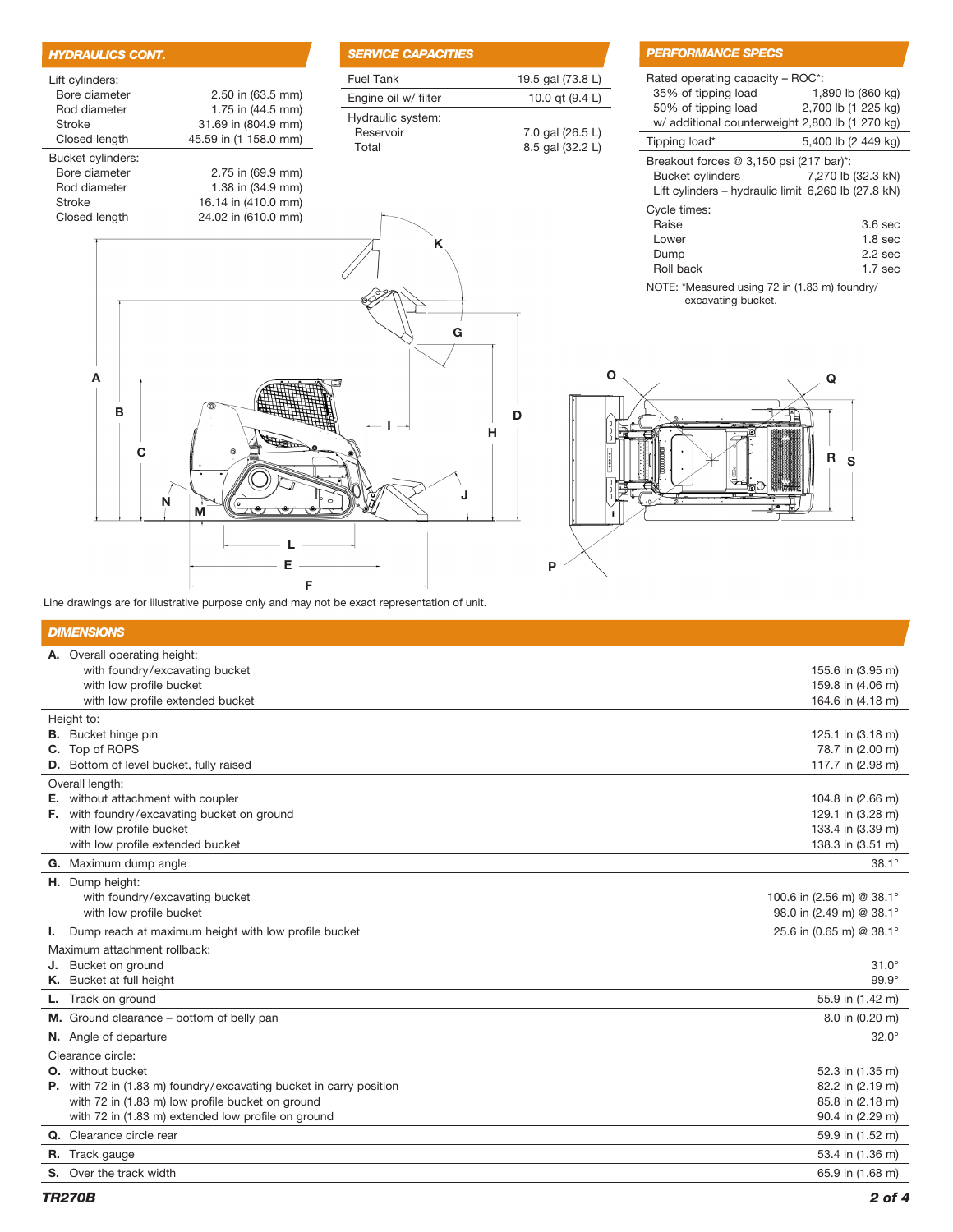## HYDRAULICS CONT.

| | |
|---|---|
| Lift cylinders: | |
| Bore diameter | 2.50 in (63.5 mm) |
| Rod diameter | 1.75 in (44.5 mm) |
| Stroke | 31.69 in (804.9 mm) |
| Closed length | 45.59 in (1 158.0 mm) |
| Bucket cylinders: | |
| Bore diameter | 2.75 in (69.9 mm) |
| Rod diameter | 1.38 in (34.9 mm) |
| Stroke | 16.14 in (410.0 mm) |
| Closed length | 24.02 in (610.0 mm) |

## SERVICE CAPACITIES

| | |
|---|---|
| Fuel Tank | 19.5 gal (73.8 L) |
| Engine oil w/ filter | 10.0 qt (9.4 L) |
| Hydraulic system: | |
| Reservoir | 7.0 gal (26.5 L) |
| Total | 8.5 gal (32.2 L) |

## PERFORMANCE SPECS

| | |
|---|---|
| Rated operating capacity – ROC*: | |
| 35% of tipping load | 1,890 lb (860 kg) |
| 50% of tipping load | 2,700 lb (1 225 kg) |
| w/ additional counterweight | 2,800 lb (1 270 kg) |
| Tipping load* | 5,400 lb (2 449 kg) |
| Breakout forces @ 3,150 psi (217 bar)*: | |
| Bucket cylinders | 7,270 lb (32.3 kN) |
| Lift cylinders – hydraulic limit | 6,260 lb (27.8 kN) |
| Cycle times: | |
| Raise | 3.6 sec |
| Lower | 1.8 sec |
| Dump | 2.2 sec |
| Roll back | 1.7 sec |

NOTE: *Measured using 72 in (1.83 m) foundry/excavating bucket.

Line drawings are for illustrative purpose only and may not be exact representation of unit.

## DIMENSIONS

| | |
|---|---|
| **A.** Overall operating height: | |
| with foundry/excavating bucket | 155.6 in (3.95 m) |
| with low profile bucket | 159.8 in (4.06 m) |
| with low profile extended bucket | 164.6 in (4.18 m) |
| Height to: | |
| **B.** Bucket hinge pin | 125.1 in (3.18 m) |
| **C.** Top of ROPS | 78.7 in (2.00 m) |
| **D.** Bottom of level bucket, fully raised | 117.7 in (2.98 m) |
| Overall length: | |
| **E.** without attachment with coupler | 104.8 in (2.66 m) |
| **F.** with foundry/excavating bucket on ground | 129.1 in (3.28 m) |
| with low profile bucket | 133.4 in (3.39 m) |
| with low profile extended bucket | 138.3 in (3.51 m) |
| **G.** Maximum dump angle | 38.1° |
| **H.** Dump height: | |
| with foundry/excavating bucket | 100.6 in (2.56 m) @ 38.1° |
| with low profile bucket | 98.0 in (2.49 m) @ 38.1° |
| **I.** Dump reach at maximum height with low profile bucket | 25.6 in (0.65 m) @ 38.1° |
| Maximum attachment rollback: | |
| **J.** Bucket on ground | 31.0° |
| **K.** Bucket at full height | 99.9° |
| **L.** Track on ground | 55.9 in (1.42 m) |
| **M.** Ground clearance – bottom of belly pan | 8.0 in (0.20 m) |
| **N.** Angle of departure | 32.0° |
| Clearance circle: | |
| **O.** without bucket | 52.3 in (1.35 m) |
| **P.** with 72 in (1.83 m) foundry/excavating bucket in carry position | 82.2 in (2.19 m) |
| with 72 in (1.83 m) low profile bucket on ground | 85.8 in (2.18 m) |
| with 72 in (1.83 m) extended low profile on ground | 90.4 in (2.29 m) |
| **Q.** Clearance circle rear | 59.9 in (1.52 m) |
| **R.** Track gauge | 53.4 in (1.36 m) |
| **S.** Over the track width | 65.9 in (1.68 m) |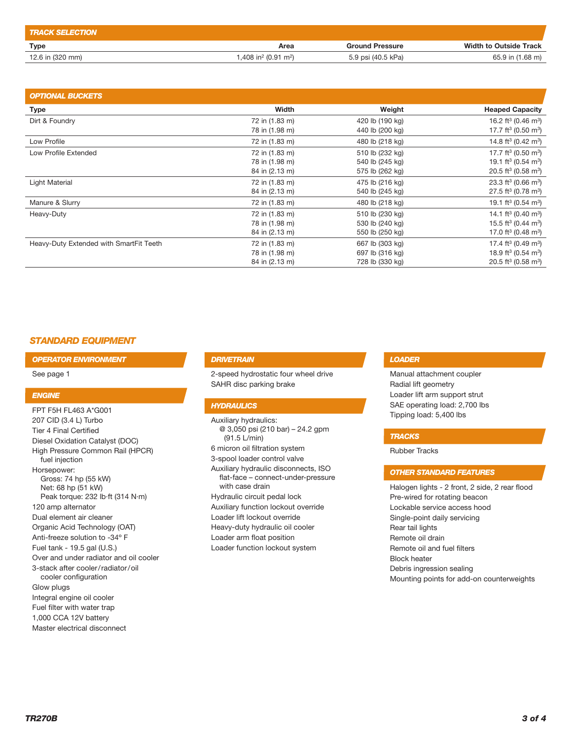## TRACK SELECTION

| Type | Area | Ground Pressure | Width to Outside Track |
|---|---|---|---|
| 12.6 in (320 mm) | 1,408 in² (0.91 m²) | 5.9 psi (40.5 kPa) | 65.9 in (1.68 m) |

## OPTIONAL BUCKETS

| Type | Width | Weight | Heaped Capacity |
|---|---|---|---|
| Dirt & Foundry | 72 in (1.83 m) | 420 lb (190 kg) | 16.2 ft³ (0.46 m³) |
| | 78 in (1.98 m) | 440 lb (200 kg) | 17.7 ft³ (0.50 m³) |
| Low Profile | 72 in (1.83 m) | 480 lb (218 kg) | 14.8 ft³ (0.42 m³) |
| Low Profile Extended | 72 in (1.83 m) | 510 lb (232 kg) | 17.7 ft³ (0.50 m³) |
| | 78 in (1.98 m) | 540 lb (245 kg) | 19.1 ft³ (0.54 m³) |
| | 84 in (2.13 m) | 575 lb (262 kg) | 20.5 ft³ (0.58 m³) |
| Light Material | 72 in (1.83 m) | 475 lb (216 kg) | 23.3 ft³ (0.66 m³) |
| | 84 in (2.13 m) | 540 lb (245 kg) | 27.5 ft³ (0.78 m³) |
| Manure & Slurry | 72 in (1.83 m) | 480 lb (218 kg) | 19.1 ft³ (0.54 m³) |
| Heavy-Duty | 72 in (1.83 m) | 510 lb (230 kg) | 14.1 ft³ (0.40 m³) |
| | 78 in (1.98 m) | 530 lb (240 kg) | 15.5 ft³ (0.44 m³) |
| | 84 in (2.13 m) | 550 lb (250 kg) | 17.0 ft³ (0.48 m³) |
| Heavy-Duty Extended with SmartFit Teeth | 72 in (1.83 m) | 667 lb (303 kg) | 17.4 ft³ (0.49 m³) |
| | 78 in (1.98 m) | 697 lb (316 kg) | 18.9 ft³ (0.54 m³) |
| | 84 in (2.13 m) | 728 lb (330 kg) | 20.5 ft³ (0.58 m³) |

## STANDARD EQUIPMENT

### OPERATOR ENVIRONMENT

See page 1

### ENGINE

- FPT F5H FL463 A*G001
- 207 CID (3.4 L) Turbo
- Tier 4 Final Certified
- Diesel Oxidation Catalyst (DOC)
- High Pressure Common Rail (HPCR) fuel injection
- Horsepower:
  - Gross: 74 hp (55 kW)
  - Net: 68 hp (51 kW)
  - Peak torque: 232 lb·ft (314 N·m)
- 120 amp alternator
- Dual element air cleaner
- Organic Acid Technology (OAT)
- Anti-freeze solution to -34° F
- Fuel tank - 19.5 gal (U.S.)
- Over and under radiator and oil cooler
- 3-stack after cooler/radiator/oil cooler configuration
- Glow plugs
- Integral engine oil cooler
- Fuel filter with water trap
- 1,000 CCA 12V battery
- Master electrical disconnect

### DRIVETRAIN

- 2-speed hydrostatic four wheel drive
- SAHR disc parking brake

### HYDRAULICS

- Auxiliary hydraulics:
  - @ 3,050 psi (210 bar) – 24.2 gpm (91.5 L/min)
- 6 micron oil filtration system
- 3-spool loader control valve
- Auxiliary hydraulic disconnects, ISO flat-face – connect-under-pressure with case drain
- Hydraulic circuit pedal lock
- Auxiliary function lockout override
- Loader lift lockout override
- Heavy-duty hydraulic oil cooler
- Loader arm float position
- Loader function lockout system

### LOADER

- Manual attachment coupler
- Radial lift geometry
- Loader lift arm support strut
- SAE operating load: 2,700 lbs
- Tipping load: 5,400 lbs

### TRACKS

- Rubber Tracks

### OTHER STANDARD FEATURES

- Halogen lights - 2 front, 2 side, 2 rear flood
- Pre-wired for rotating beacon
- Lockable service access hood
- Single-point daily servicing
- Rear tail lights
- Remote oil drain
- Remote oil and fuel filters
- Block heater
- Debris ingression sealing
- Mounting points for add-on counterweights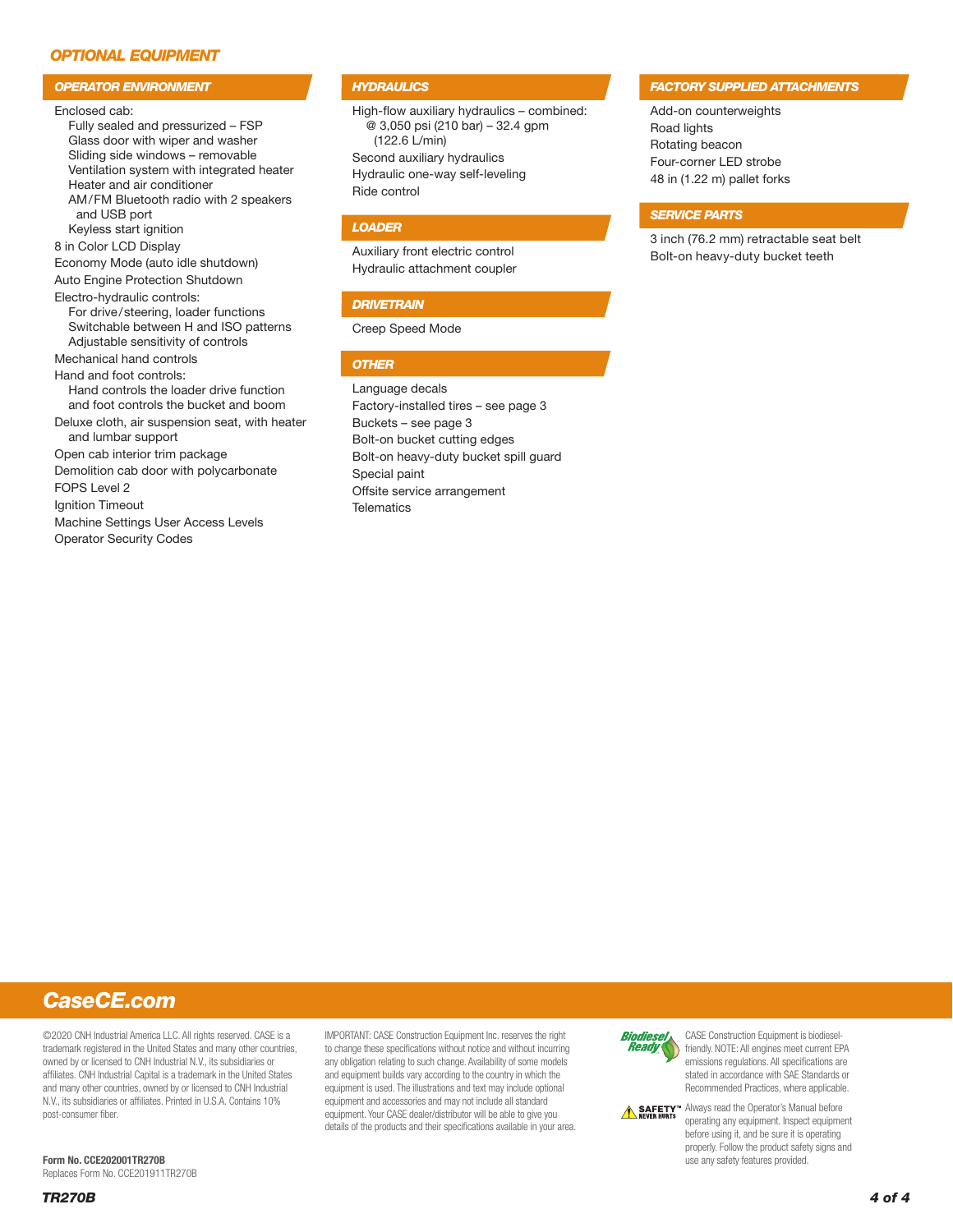## *OPTIONAL EQUIPMENT*

### *OPERATOR ENVIRONMENT*

- Enclosed cab:
  - Fully sealed and pressurized – FSP
  - Glass door with wiper and washer
  - Sliding side windows – removable
  - Ventilation system with integrated heater
  - Heater and air conditioner
  - AM/FM Bluetooth radio with 2 speakers and USB port
  - Keyless start ignition
- 8 in Color LCD Display
- Economy Mode (auto idle shutdown)
- Auto Engine Protection Shutdown
- Electro-hydraulic controls:
  - For drive/steering, loader functions
  - Switchable between H and ISO patterns
  - Adjustable sensitivity of controls
- Mechanical hand controls
- Hand and foot controls:
  - Hand controls the loader drive function and foot controls the bucket and boom
- Deluxe cloth, air suspension seat, with heater and lumbar support
- Open cab interior trim package
- Demolition cab door with polycarbonate
- FOPS Level 2
- Ignition Timeout
- Machine Settings User Access Levels
- Operator Security Codes

### *HYDRAULICS*

- High-flow auxiliary hydraulics – combined: @ 3,050 psi (210 bar) – 32.4 gpm (122.6 L/min)
- Second auxiliary hydraulics
- Hydraulic one-way self-leveling
- Ride control

### *LOADER*

- Auxiliary front electric control
- Hydraulic attachment coupler

### *DRIVETRAIN*

- Creep Speed Mode

### *OTHER*

- Language decals
- Factory-installed tires – see page 3
- Buckets – see page 3
- Bolt-on bucket cutting edges
- Bolt-on heavy-duty bucket spill guard
- Special paint
- Offsite service arrangement
- Telematics

### *FACTORY SUPPLIED ATTACHMENTS*

- Add-on counterweights
- Road lights
- Rotating beacon
- Four-corner LED strobe
- 48 in (1.22 m) pallet forks

### *SERVICE PARTS*

- 3 inch (76.2 mm) retractable seat belt
- Bolt-on heavy-duty bucket teeth

## *CaseCE.com*

©2020 CNH Industrial America LLC. All rights reserved. CASE is a trademark registered in the United States and many other countries, owned by or licensed to CNH Industrial N.V., its subsidiaries or affiliates. CNH Industrial Capital is a trademark in the United States and many other countries, owned by or licensed to CNH Industrial N.V., its subsidiaries or affiliates. Printed in U.S.A. Contains 10% post-consumer fiber.

IMPORTANT: CASE Construction Equipment Inc. reserves the right to change these specifications without notice and without incurring any obligation relating to such change. Availability of some models and equipment builds vary according to the country in which the equipment is used. The illustrations and text may include optional equipment and accessories and may not include all standard equipment. Your CASE dealer/distributor will be able to give you details of the products and their specifications available in your area.

Biodiesel Ready

CASE Construction Equipment is biodiesel-friendly. NOTE: All engines meet current EPA emissions regulations. All specifications are stated in accordance with SAE Standards or Recommended Practices, where applicable.

SAFETY™ NEVER HURTS

Always read the Operator's Manual before operating any equipment. Inspect equipment before using it, and be sure it is operating properly. Follow the product safety signs and use any safety features provided.

**Form No. CCE202001TR270B**
Replaces Form No. CCE201911TR270B

*TR270B*